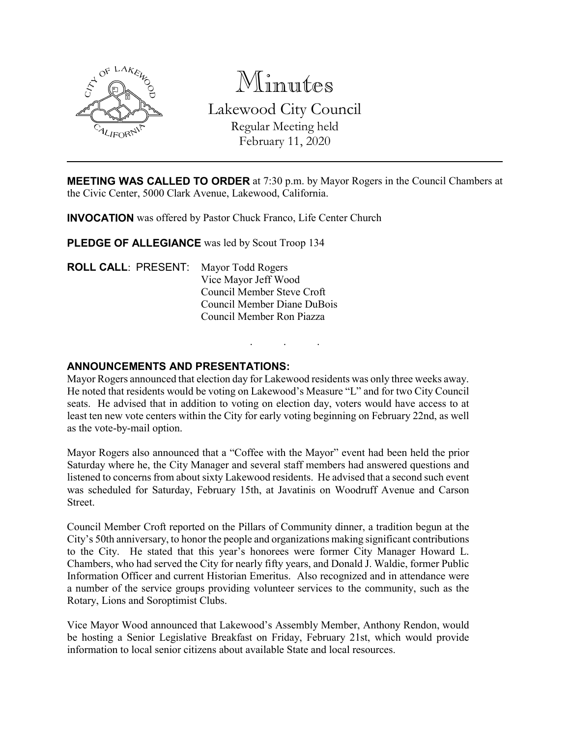# Minutes

Lakewood City Council
Regular Meeting held
February 11, 2020

---

**MEETING WAS CALLED TO ORDER** at 7:30 p.m. by Mayor Rogers in the Council Chambers at the Civic Center, 5000 Clark Avenue, Lakewood, California.

**INVOCATION** was offered by Pastor Chuck Franco, Life Center Church

**PLEDGE OF ALLEGIANCE** was led by Scout Troop 134

**ROLL CALL**: PRESENT: Mayor Todd Rogers
Vice Mayor Jeff Wood
Council Member Steve Croft
Council Member Diane DuBois
Council Member Ron Piazza

. . .

## ANNOUNCEMENTS AND PRESENTATIONS:

Mayor Rogers announced that election day for Lakewood residents was only three weeks away. He noted that residents would be voting on Lakewood's Measure "L" and for two City Council seats. He advised that in addition to voting on election day, voters would have access to at least ten new vote centers within the City for early voting beginning on February 22nd, as well as the vote-by-mail option.

Mayor Rogers also announced that a "Coffee with the Mayor" event had been held the prior Saturday where he, the City Manager and several staff members had answered questions and listened to concerns from about sixty Lakewood residents. He advised that a second such event was scheduled for Saturday, February 15th, at Javatinis on Woodruff Avenue and Carson Street.

Council Member Croft reported on the Pillars of Community dinner, a tradition begun at the City's 50th anniversary, to honor the people and organizations making significant contributions to the City. He stated that this year's honorees were former City Manager Howard L. Chambers, who had served the City for nearly fifty years, and Donald J. Waldie, former Public Information Officer and current Historian Emeritus. Also recognized and in attendance were a number of the service groups providing volunteer services to the community, such as the Rotary, Lions and Soroptimist Clubs.

Vice Mayor Wood announced that Lakewood's Assembly Member, Anthony Rendon, would be hosting a Senior Legislative Breakfast on Friday, February 21st, which would provide information to local senior citizens about available State and local resources.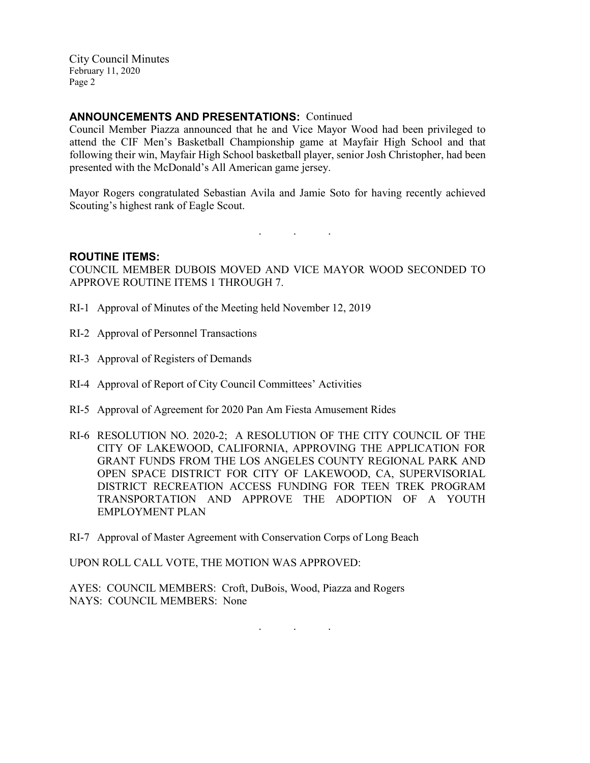**ANNOUNCEMENTS AND PRESENTATIONS:** Continued

Council Member Piazza announced that he and Vice Mayor Wood had been privileged to attend the CIF Men's Basketball Championship game at Mayfair High School and that following their win, Mayfair High School basketball player, senior Josh Christopher, had been presented with the McDonald's All American game jersey.

Mayor Rogers congratulated Sebastian Avila and Jamie Soto for having recently achieved Scouting's highest rank of Eagle Scout.

. . .

**ROUTINE ITEMS:**

COUNCIL MEMBER DUBOIS MOVED AND VICE MAYOR WOOD SECONDED TO APPROVE ROUTINE ITEMS 1 THROUGH 7.

RI-1 Approval of Minutes of the Meeting held November 12, 2019

RI-2 Approval of Personnel Transactions

RI-3 Approval of Registers of Demands

RI-4 Approval of Report of City Council Committees' Activities

RI-5 Approval of Agreement for 2020 Pan Am Fiesta Amusement Rides

RI-6 RESOLUTION NO. 2020-2; A RESOLUTION OF THE CITY COUNCIL OF THE CITY OF LAKEWOOD, CALIFORNIA, APPROVING THE APPLICATION FOR GRANT FUNDS FROM THE LOS ANGELES COUNTY REGIONAL PARK AND OPEN SPACE DISTRICT FOR CITY OF LAKEWOOD, CA, SUPERVISORIAL DISTRICT RECREATION ACCESS FUNDING FOR TEEN TREK PROGRAM TRANSPORTATION AND APPROVE THE ADOPTION OF A YOUTH EMPLOYMENT PLAN

RI-7 Approval of Master Agreement with Conservation Corps of Long Beach

UPON ROLL CALL VOTE, THE MOTION WAS APPROVED:

AYES: COUNCIL MEMBERS: Croft, DuBois, Wood, Piazza and Rogers
NAYS: COUNCIL MEMBERS: None

. . .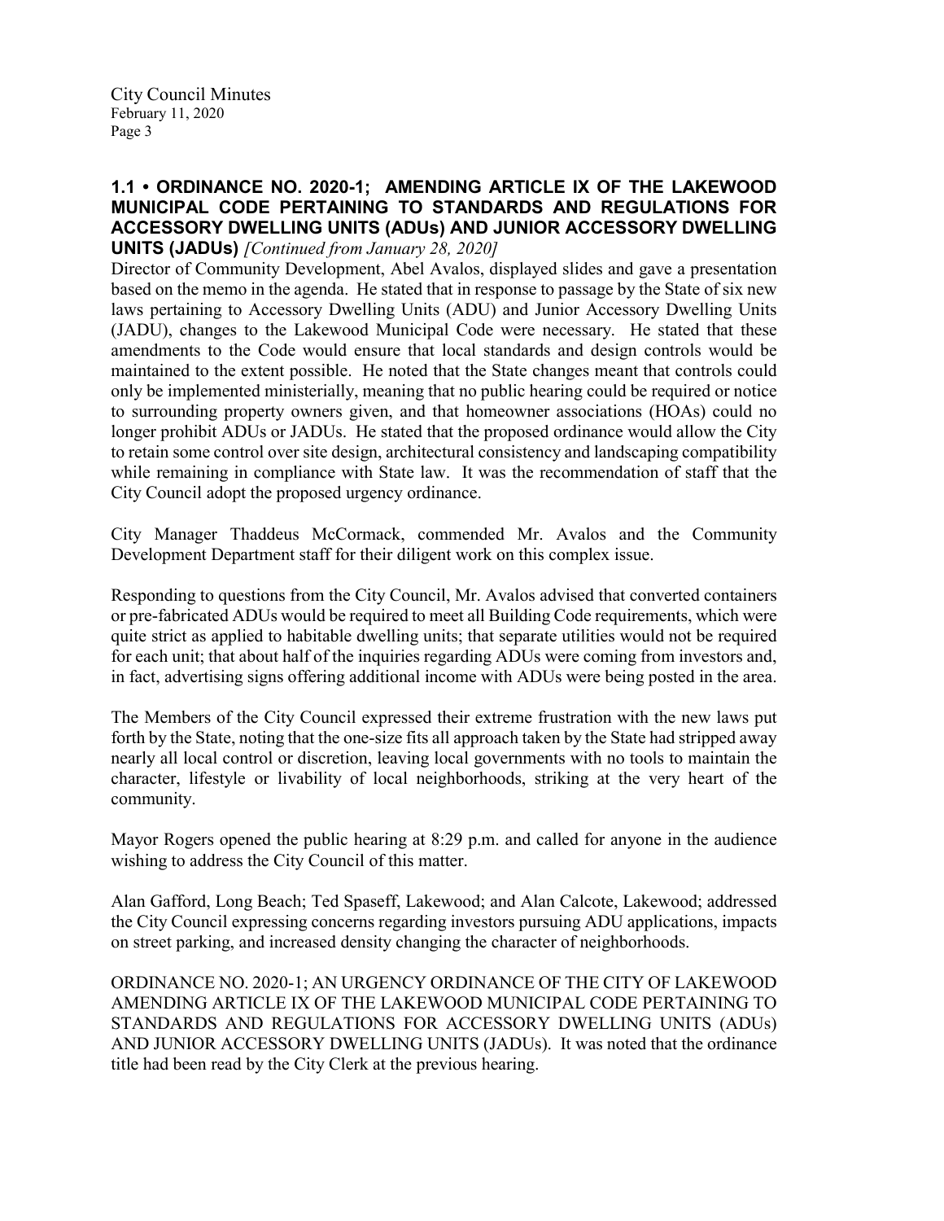**1.1 • ORDINANCE NO. 2020-1; AMENDING ARTICLE IX OF THE LAKEWOOD MUNICIPAL CODE PERTAINING TO STANDARDS AND REGULATIONS FOR ACCESSORY DWELLING UNITS (ADUs) AND JUNIOR ACCESSORY DWELLING UNITS (JADUs)** *[Continued from January 28, 2020]*

Director of Community Development, Abel Avalos, displayed slides and gave a presentation based on the memo in the agenda. He stated that in response to passage by the State of six new laws pertaining to Accessory Dwelling Units (ADU) and Junior Accessory Dwelling Units (JADU), changes to the Lakewood Municipal Code were necessary. He stated that these amendments to the Code would ensure that local standards and design controls would be maintained to the extent possible. He noted that the State changes meant that controls could only be implemented ministerially, meaning that no public hearing could be required or notice to surrounding property owners given, and that homeowner associations (HOAs) could no longer prohibit ADUs or JADUs. He stated that the proposed ordinance would allow the City to retain some control over site design, architectural consistency and landscaping compatibility while remaining in compliance with State law. It was the recommendation of staff that the City Council adopt the proposed urgency ordinance.

City Manager Thaddeus McCormack, commended Mr. Avalos and the Community Development Department staff for their diligent work on this complex issue.

Responding to questions from the City Council, Mr. Avalos advised that converted containers or pre-fabricated ADUs would be required to meet all Building Code requirements, which were quite strict as applied to habitable dwelling units; that separate utilities would not be required for each unit; that about half of the inquiries regarding ADUs were coming from investors and, in fact, advertising signs offering additional income with ADUs were being posted in the area.

The Members of the City Council expressed their extreme frustration with the new laws put forth by the State, noting that the one-size fits all approach taken by the State had stripped away nearly all local control or discretion, leaving local governments with no tools to maintain the character, lifestyle or livability of local neighborhoods, striking at the very heart of the community.

Mayor Rogers opened the public hearing at 8:29 p.m. and called for anyone in the audience wishing to address the City Council of this matter.

Alan Gafford, Long Beach; Ted Spaseff, Lakewood; and Alan Calcote, Lakewood; addressed the City Council expressing concerns regarding investors pursuing ADU applications, impacts on street parking, and increased density changing the character of neighborhoods.

ORDINANCE NO. 2020-1; AN URGENCY ORDINANCE OF THE CITY OF LAKEWOOD AMENDING ARTICLE IX OF THE LAKEWOOD MUNICIPAL CODE PERTAINING TO STANDARDS AND REGULATIONS FOR ACCESSORY DWELLING UNITS (ADUs) AND JUNIOR ACCESSORY DWELLING UNITS (JADUs). It was noted that the ordinance title had been read by the City Clerk at the previous hearing.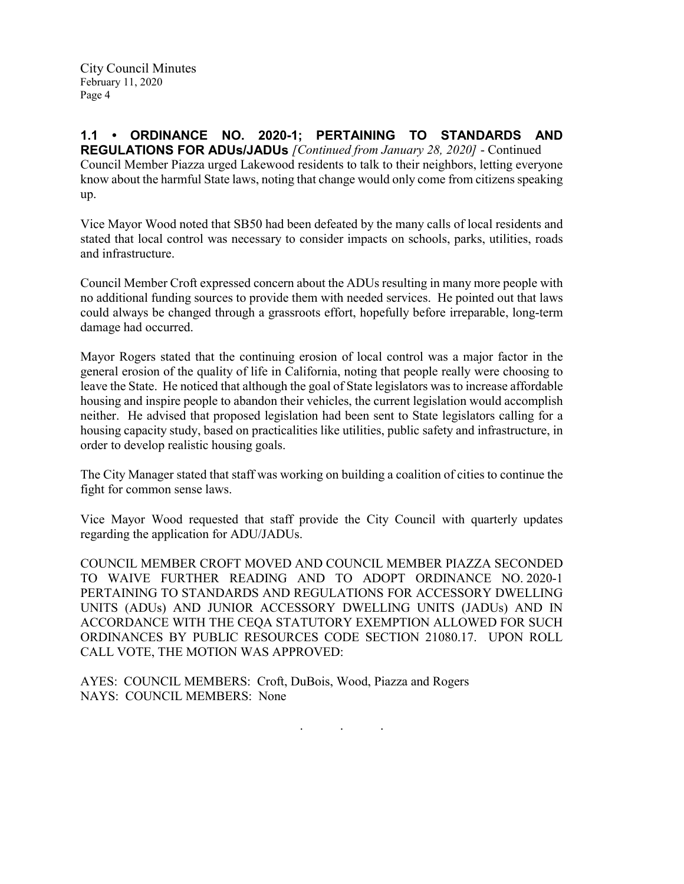**1.1 • ORDINANCE NO. 2020-1; PERTAINING TO STANDARDS AND REGULATIONS FOR ADUs/JADUs** *[Continued from January 28, 2020]* - Continued

Council Member Piazza urged Lakewood residents to talk to their neighbors, letting everyone know about the harmful State laws, noting that change would only come from citizens speaking up.

Vice Mayor Wood noted that SB50 had been defeated by the many calls of local residents and stated that local control was necessary to consider impacts on schools, parks, utilities, roads and infrastructure.

Council Member Croft expressed concern about the ADUs resulting in many more people with no additional funding sources to provide them with needed services. He pointed out that laws could always be changed through a grassroots effort, hopefully before irreparable, long-term damage had occurred.

Mayor Rogers stated that the continuing erosion of local control was a major factor in the general erosion of the quality of life in California, noting that people really were choosing to leave the State. He noticed that although the goal of State legislators was to increase affordable housing and inspire people to abandon their vehicles, the current legislation would accomplish neither. He advised that proposed legislation had been sent to State legislators calling for a housing capacity study, based on practicalities like utilities, public safety and infrastructure, in order to develop realistic housing goals.

The City Manager stated that staff was working on building a coalition of cities to continue the fight for common sense laws.

Vice Mayor Wood requested that staff provide the City Council with quarterly updates regarding the application for ADU/JADUs.

COUNCIL MEMBER CROFT MOVED AND COUNCIL MEMBER PIAZZA SECONDED TO WAIVE FURTHER READING AND TO ADOPT ORDINANCE NO. 2020-1 PERTAINING TO STANDARDS AND REGULATIONS FOR ACCESSORY DWELLING UNITS (ADUs) AND JUNIOR ACCESSORY DWELLING UNITS (JADUs) AND IN ACCORDANCE WITH THE CEQA STATUTORY EXEMPTION ALLOWED FOR SUCH ORDINANCES BY PUBLIC RESOURCES CODE SECTION 21080.17. UPON ROLL CALL VOTE, THE MOTION WAS APPROVED:

AYES: COUNCIL MEMBERS: Croft, DuBois, Wood, Piazza and Rogers
NAYS: COUNCIL MEMBERS: None

. . .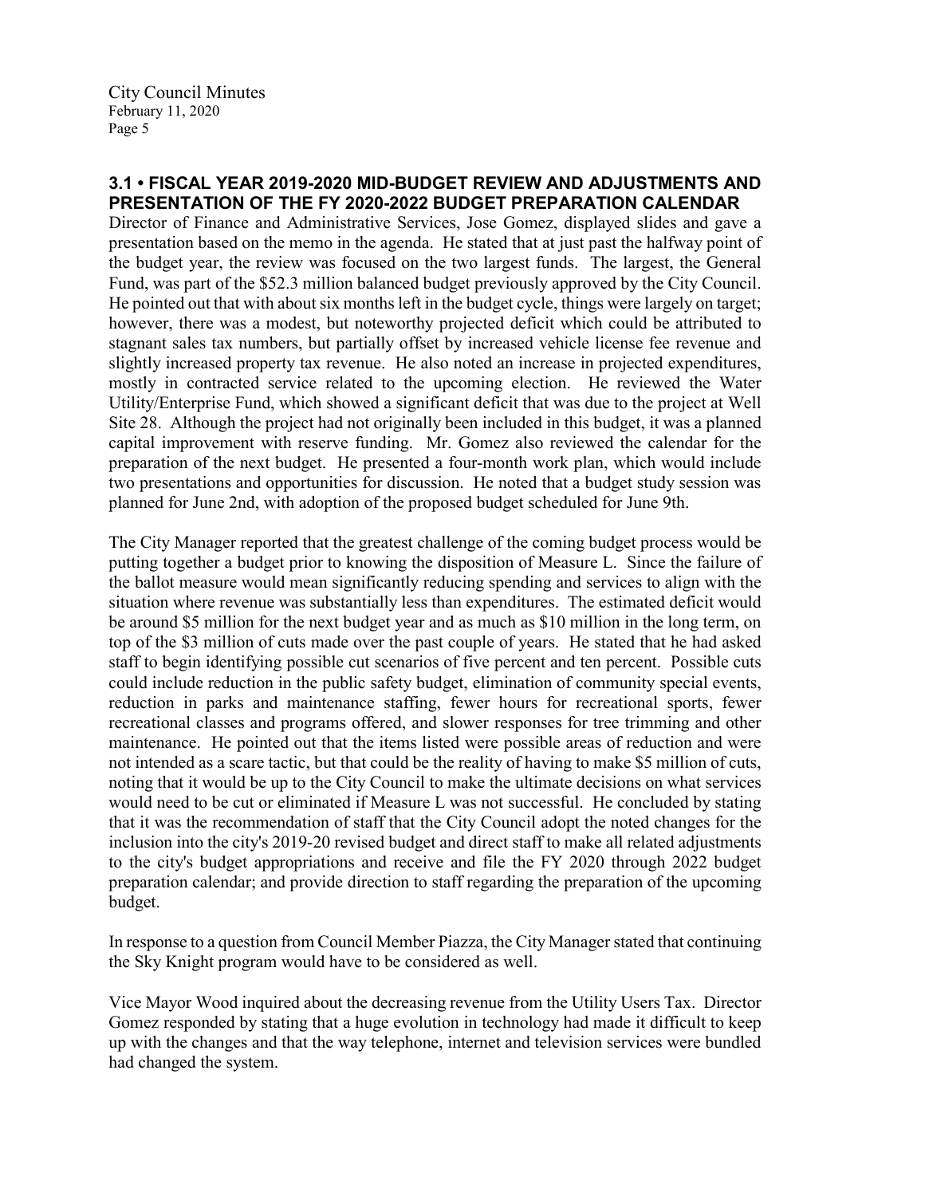### 3.1 • FISCAL YEAR 2019-2020 MID-BUDGET REVIEW AND ADJUSTMENTS AND PRESENTATION OF THE FY 2020-2022 BUDGET PREPARATION CALENDAR

Director of Finance and Administrative Services, Jose Gomez, displayed slides and gave a presentation based on the memo in the agenda. He stated that at just past the halfway point of the budget year, the review was focused on the two largest funds. The largest, the General Fund, was part of the $52.3 million balanced budget previously approved by the City Council. He pointed out that with about six months left in the budget cycle, things were largely on target; however, there was a modest, but noteworthy projected deficit which could be attributed to stagnant sales tax numbers, but partially offset by increased vehicle license fee revenue and slightly increased property tax revenue. He also noted an increase in projected expenditures, mostly in contracted service related to the upcoming election. He reviewed the Water Utility/Enterprise Fund, which showed a significant deficit that was due to the project at Well Site 28. Although the project had not originally been included in this budget, it was a planned capital improvement with reserve funding. Mr. Gomez also reviewed the calendar for the preparation of the next budget. He presented a four-month work plan, which would include two presentations and opportunities for discussion. He noted that a budget study session was planned for June 2nd, with adoption of the proposed budget scheduled for June 9th.

The City Manager reported that the greatest challenge of the coming budget process would be putting together a budget prior to knowing the disposition of Measure L. Since the failure of the ballot measure would mean significantly reducing spending and services to align with the situation where revenue was substantially less than expenditures. The estimated deficit would be around $5 million for the next budget year and as much as $10 million in the long term, on top of the $3 million of cuts made over the past couple of years. He stated that he had asked staff to begin identifying possible cut scenarios of five percent and ten percent. Possible cuts could include reduction in the public safety budget, elimination of community special events, reduction in parks and maintenance staffing, fewer hours for recreational sports, fewer recreational classes and programs offered, and slower responses for tree trimming and other maintenance. He pointed out that the items listed were possible areas of reduction and were not intended as a scare tactic, but that could be the reality of having to make $5 million of cuts, noting that it would be up to the City Council to make the ultimate decisions on what services would need to be cut or eliminated if Measure L was not successful. He concluded by stating that it was the recommendation of staff that the City Council adopt the noted changes for the inclusion into the city's 2019-20 revised budget and direct staff to make all related adjustments to the city's budget appropriations and receive and file the FY 2020 through 2022 budget preparation calendar; and provide direction to staff regarding the preparation of the upcoming budget.

In response to a question from Council Member Piazza, the City Manager stated that continuing the Sky Knight program would have to be considered as well.

Vice Mayor Wood inquired about the decreasing revenue from the Utility Users Tax. Director Gomez responded by stating that a huge evolution in technology had made it difficult to keep up with the changes and that the way telephone, internet and television services were bundled had changed the system.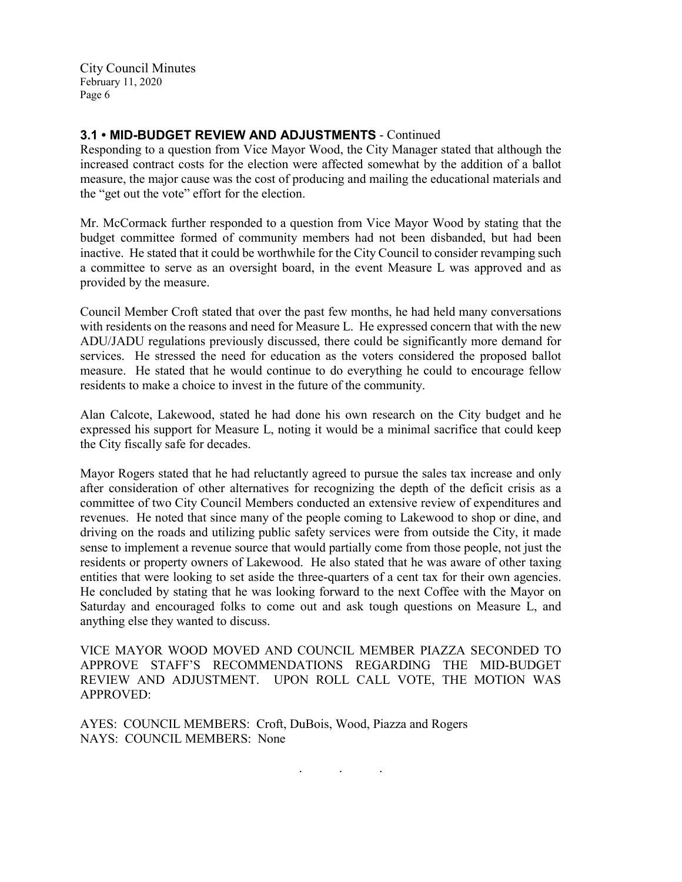### 3.1 • MID-BUDGET REVIEW AND ADJUSTMENTS - Continued

Responding to a question from Vice Mayor Wood, the City Manager stated that although the increased contract costs for the election were affected somewhat by the addition of a ballot measure, the major cause was the cost of producing and mailing the educational materials and the "get out the vote" effort for the election.

Mr. McCormack further responded to a question from Vice Mayor Wood by stating that the budget committee formed of community members had not been disbanded, but had been inactive. He stated that it could be worthwhile for the City Council to consider revamping such a committee to serve as an oversight board, in the event Measure L was approved and as provided by the measure.

Council Member Croft stated that over the past few months, he had held many conversations with residents on the reasons and need for Measure L. He expressed concern that with the new ADU/JADU regulations previously discussed, there could be significantly more demand for services. He stressed the need for education as the voters considered the proposed ballot measure. He stated that he would continue to do everything he could to encourage fellow residents to make a choice to invest in the future of the community.

Alan Calcote, Lakewood, stated he had done his own research on the City budget and he expressed his support for Measure L, noting it would be a minimal sacrifice that could keep the City fiscally safe for decades.

Mayor Rogers stated that he had reluctantly agreed to pursue the sales tax increase and only after consideration of other alternatives for recognizing the depth of the deficit crisis as a committee of two City Council Members conducted an extensive review of expenditures and revenues. He noted that since many of the people coming to Lakewood to shop or dine, and driving on the roads and utilizing public safety services were from outside the City, it made sense to implement a revenue source that would partially come from those people, not just the residents or property owners of Lakewood. He also stated that he was aware of other taxing entities that were looking to set aside the three-quarters of a cent tax for their own agencies. He concluded by stating that he was looking forward to the next Coffee with the Mayor on Saturday and encouraged folks to come out and ask tough questions on Measure L, and anything else they wanted to discuss.

VICE MAYOR WOOD MOVED AND COUNCIL MEMBER PIAZZA SECONDED TO APPROVE STAFF'S RECOMMENDATIONS REGARDING THE MID-BUDGET REVIEW AND ADJUSTMENT. UPON ROLL CALL VOTE, THE MOTION WAS APPROVED:

AYES: COUNCIL MEMBERS: Croft, DuBois, Wood, Piazza and Rogers
NAYS: COUNCIL MEMBERS: None

. . .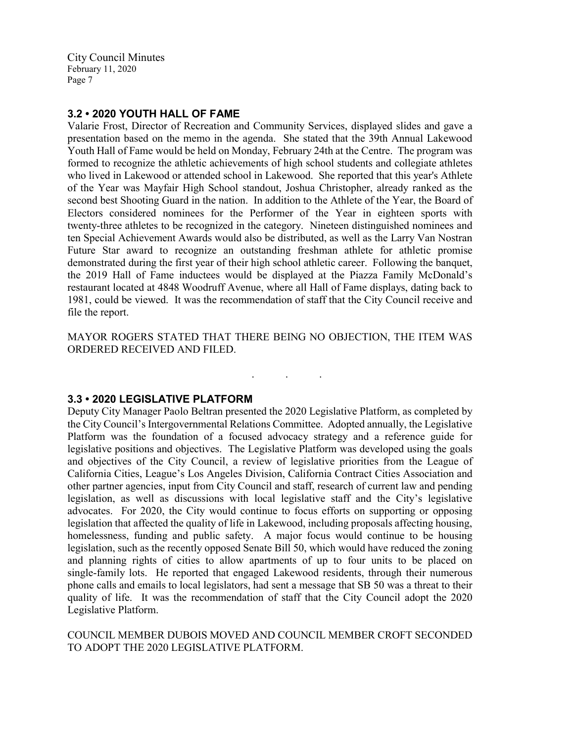### 3.2 • 2020 YOUTH HALL OF FAME

Valarie Frost, Director of Recreation and Community Services, displayed slides and gave a presentation based on the memo in the agenda. She stated that the 39th Annual Lakewood Youth Hall of Fame would be held on Monday, February 24th at the Centre. The program was formed to recognize the athletic achievements of high school students and collegiate athletes who lived in Lakewood or attended school in Lakewood. She reported that this year's Athlete of the Year was Mayfair High School standout, Joshua Christopher, already ranked as the second best Shooting Guard in the nation. In addition to the Athlete of the Year, the Board of Electors considered nominees for the Performer of the Year in eighteen sports with twenty-three athletes to be recognized in the category. Nineteen distinguished nominees and ten Special Achievement Awards would also be distributed, as well as the Larry Van Nostran Future Star award to recognize an outstanding freshman athlete for athletic promise demonstrated during the first year of their high school athletic career. Following the banquet, the 2019 Hall of Fame inductees would be displayed at the Piazza Family McDonald's restaurant located at 4848 Woodruff Avenue, where all Hall of Fame displays, dating back to 1981, could be viewed. It was the recommendation of staff that the City Council receive and file the report.

MAYOR ROGERS STATED THAT THERE BEING NO OBJECTION, THE ITEM WAS ORDERED RECEIVED AND FILED.

. . .

### 3.3 • 2020 LEGISLATIVE PLATFORM

Deputy City Manager Paolo Beltran presented the 2020 Legislative Platform, as completed by the City Council's Intergovernmental Relations Committee. Adopted annually, the Legislative Platform was the foundation of a focused advocacy strategy and a reference guide for legislative positions and objectives. The Legislative Platform was developed using the goals and objectives of the City Council, a review of legislative priorities from the League of California Cities, League's Los Angeles Division, California Contract Cities Association and other partner agencies, input from City Council and staff, research of current law and pending legislation, as well as discussions with local legislative staff and the City's legislative advocates. For 2020, the City would continue to focus efforts on supporting or opposing legislation that affected the quality of life in Lakewood, including proposals affecting housing, homelessness, funding and public safety. A major focus would continue to be housing legislation, such as the recently opposed Senate Bill 50, which would have reduced the zoning and planning rights of cities to allow apartments of up to four units to be placed on single-family lots. He reported that engaged Lakewood residents, through their numerous phone calls and emails to local legislators, had sent a message that SB 50 was a threat to their quality of life. It was the recommendation of staff that the City Council adopt the 2020 Legislative Platform.

COUNCIL MEMBER DUBOIS MOVED AND COUNCIL MEMBER CROFT SECONDED TO ADOPT THE 2020 LEGISLATIVE PLATFORM.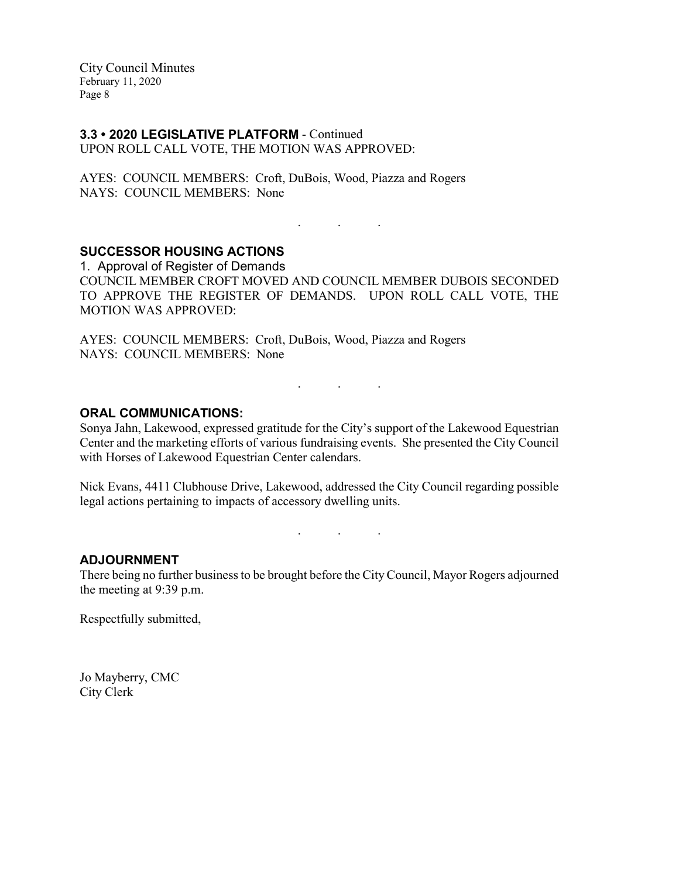**3.3 • 2020 LEGISLATIVE PLATFORM** - Continued
UPON ROLL CALL VOTE, THE MOTION WAS APPROVED:

AYES: COUNCIL MEMBERS: Croft, DuBois, Wood, Piazza and Rogers
NAYS: COUNCIL MEMBERS: None

. . .

## SUCCESSOR HOUSING ACTIONS

1. Approval of Register of Demands

COUNCIL MEMBER CROFT MOVED AND COUNCIL MEMBER DUBOIS SECONDED TO APPROVE THE REGISTER OF DEMANDS. UPON ROLL CALL VOTE, THE MOTION WAS APPROVED:

AYES: COUNCIL MEMBERS: Croft, DuBois, Wood, Piazza and Rogers
NAYS: COUNCIL MEMBERS: None

. . .

## ORAL COMMUNICATIONS:

Sonya Jahn, Lakewood, expressed gratitude for the City's support of the Lakewood Equestrian Center and the marketing efforts of various fundraising events. She presented the City Council with Horses of Lakewood Equestrian Center calendars.

Nick Evans, 4411 Clubhouse Drive, Lakewood, addressed the City Council regarding possible legal actions pertaining to impacts of accessory dwelling units.

. . .

## ADJOURNMENT

There being no further business to be brought before the City Council, Mayor Rogers adjourned the meeting at 9:39 p.m.

Respectfully submitted,

Jo Mayberry, CMC
City Clerk